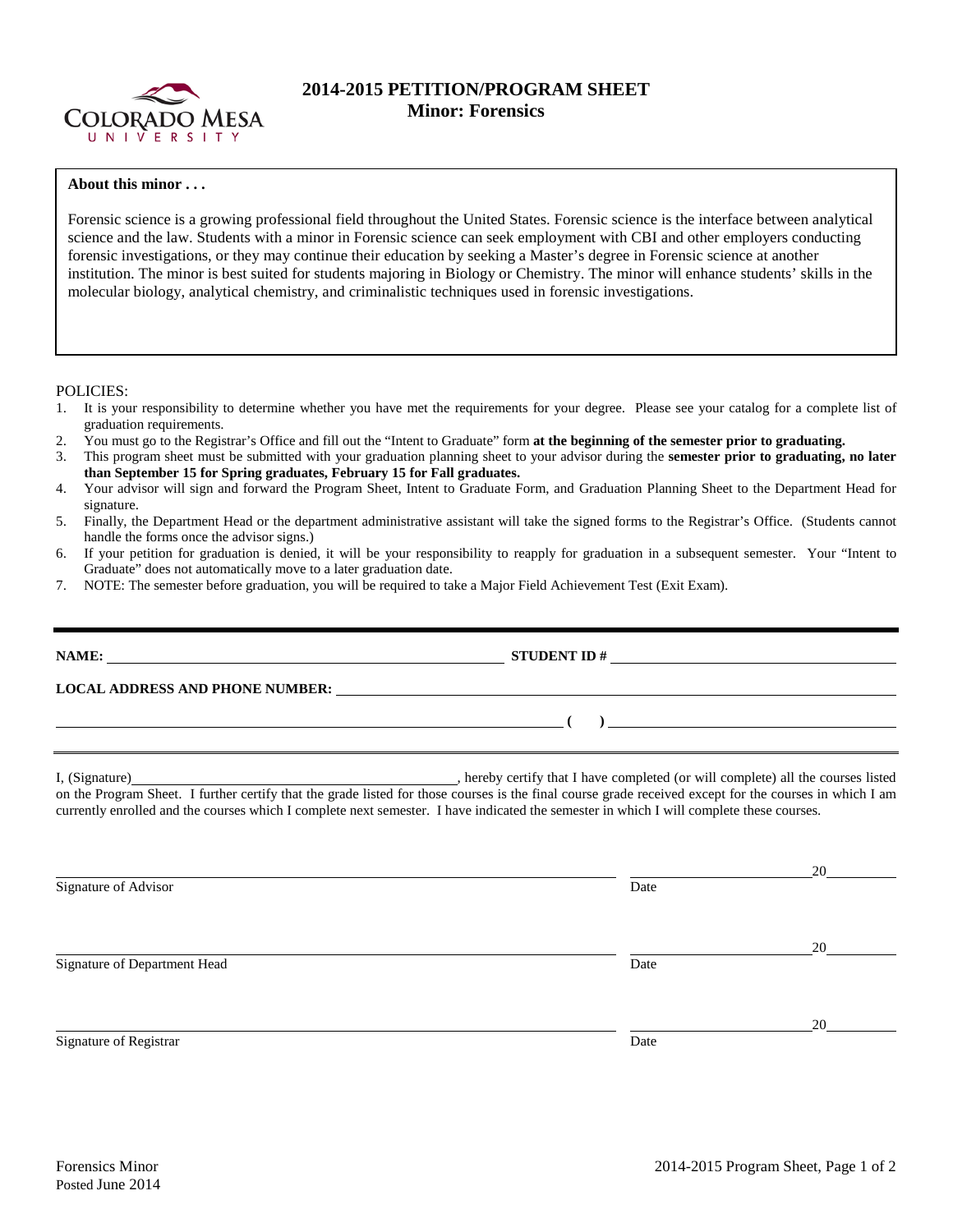# 2014-2015 PETITION/PROGRAM SHEET
## Minor: Forensics

**About this minor . . .**

Forensic science is a growing professional field throughout the United States. Forensic science is the interface between analytical science and the law. Students with a minor in Forensic science can seek employment with CBI and other employers conducting forensic investigations, or they may continue their education by seeking a Master's degree in Forensic science at another institution. The minor is best suited for students majoring in Biology or Chemistry. The minor will enhance students' skills in the molecular biology, analytical chemistry, and criminalistic techniques used in forensic investigations.

POLICIES:

1. It is your responsibility to determine whether you have met the requirements for your degree. Please see your catalog for a complete list of graduation requirements.
2. You must go to the Registrar's Office and fill out the "Intent to Graduate" form **at the beginning of the semester prior to graduating.**
3. This program sheet must be submitted with your graduation planning sheet to your advisor during the **semester prior to graduating, no later than September 15 for Spring graduates, February 15 for Fall graduates.**
4. Your advisor will sign and forward the Program Sheet, Intent to Graduate Form, and Graduation Planning Sheet to the Department Head for signature.
5. Finally, the Department Head or the department administrative assistant will take the signed forms to the Registrar's Office. (Students cannot handle the forms once the advisor signs.)
6. If your petition for graduation is denied, it will be your responsibility to reapply for graduation in a subsequent semester. Your "Intent to Graduate" does not automatically move to a later graduation date.
7. NOTE: The semester before graduation, you will be required to take a Major Field Achievement Test (Exit Exam).

---

**NAME:** ______________________________ **STUDENT ID #** ______________________________

**LOCAL ADDRESS AND PHONE NUMBER:** ______________________________

______________________________ **( )** ______________________________

---

I, (Signature)______________________________, hereby certify that I have completed (or will complete) all the courses listed on the Program Sheet. I further certify that the grade listed for those courses is the final course grade received except for the courses in which I am currently enrolled and the courses which I complete next semester. I have indicated the semester in which I will complete these courses.

______________________________ ______________ 20______
Signature of Advisor Date

______________________________ ______________ 20______
Signature of Department Head Date

______________________________ ______________ 20______
Signature of Registrar Date

Forensics Minor
Posted June 2014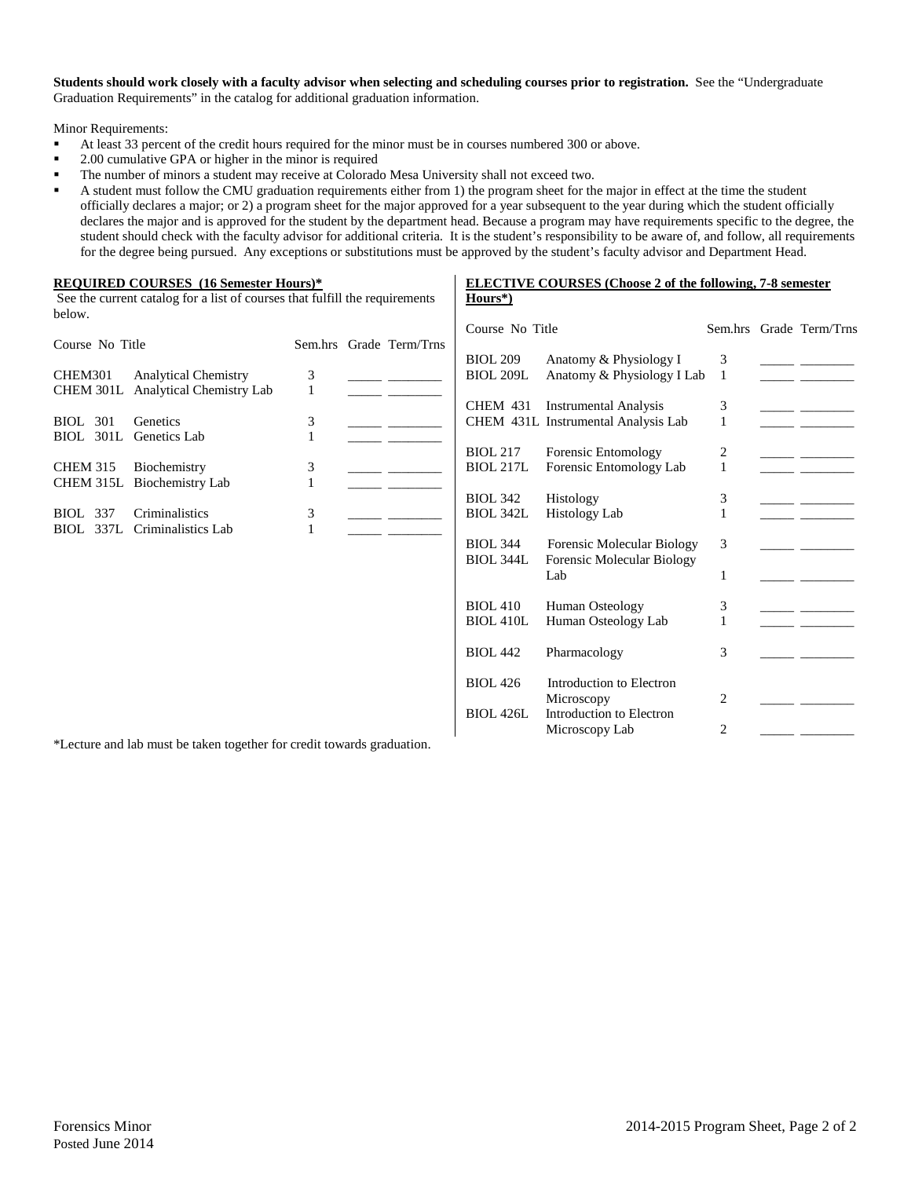**Students should work closely with a faculty advisor when selecting and scheduling courses prior to registration.** See the "Undergraduate Graduation Requirements" in the catalog for additional graduation information.

Minor Requirements:

- At least 33 percent of the credit hours required for the minor must be in courses numbered 300 or above.
- 2.00 cumulative GPA or higher in the minor is required
- The number of minors a student may receive at Colorado Mesa University shall not exceed two.
- A student must follow the CMU graduation requirements either from 1) the program sheet for the major in effect at the time the student officially declares a major; or 2) a program sheet for the major approved for a year subsequent to the year during which the student officially declares the major and is approved for the student by the department head. Because a program may have requirements specific to the degree, the student should check with the faculty advisor for additional criteria. It is the student's responsibility to be aware of, and follow, all requirements for the degree being pursued. Any exceptions or substitutions must be approved by the student's faculty advisor and Department Head.

**REQUIRED COURSES (16 Semester Hours)***

See the current catalog for a list of courses that fulfill the requirements below.

| Course No | Title | Sem.hrs | Grade | Term/Trns |
|---|---|---|---|---|
| CHEM301 | Analytical Chemistry | 3 | _____ | ________ |
| CHEM 301L | Analytical Chemistry Lab | 1 | _____ | ________ |
| BIOL 301 | Genetics | 3 | _____ | ________ |
| BIOL 301L | Genetics Lab | 1 | _____ | ________ |
| CHEM 315 | Biochemistry | 3 | _____ | ________ |
| CHEM 315L | Biochemistry Lab | 1 | _____ | ________ |
| BIOL 337 | Criminalistics | 3 | _____ | ________ |
| BIOL 337L | Criminalistics Lab | 1 | _____ | ________ |

*Lecture and lab must be taken together for credit towards graduation.

**ELECTIVE COURSES (Choose 2 of the following, 7-8 semester Hours*)**

| Course No | Title | Sem.hrs | Grade | Term/Trns |
|---|---|---|---|---|
| BIOL 209 | Anatomy & Physiology I | 3 | _____ | ________ |
| BIOL 209L | Anatomy & Physiology I Lab | 1 | _____ | ________ |
| CHEM 431 | Instrumental Analysis | 3 | _____ | ________ |
| CHEM 431L | Instrumental Analysis Lab | 1 | _____ | ________ |
| BIOL 217 | Forensic Entomology | 2 | _____ | ________ |
| BIOL 217L | Forensic Entomology Lab | 1 | _____ | ________ |
| BIOL 342 | Histology | 3 | _____ | ________ |
| BIOL 342L | Histology Lab | 1 | _____ | ________ |
| BIOL 344 | Forensic Molecular Biology | 3 | _____ | ________ |
| BIOL 344L | Forensic Molecular Biology Lab | 1 | _____ | ________ |
| BIOL 410 | Human Osteology | 3 | _____ | ________ |
| BIOL 410L | Human Osteology Lab | 1 | _____ | ________ |
| BIOL 442 | Pharmacology | 3 | _____ | ________ |
| BIOL 426 | Introduction to Electron Microscopy | 2 | _____ | ________ |
| BIOL 426L | Introduction to Electron Microscopy Lab | 2 | _____ | ________ |

Forensics Minor
Posted June 2014